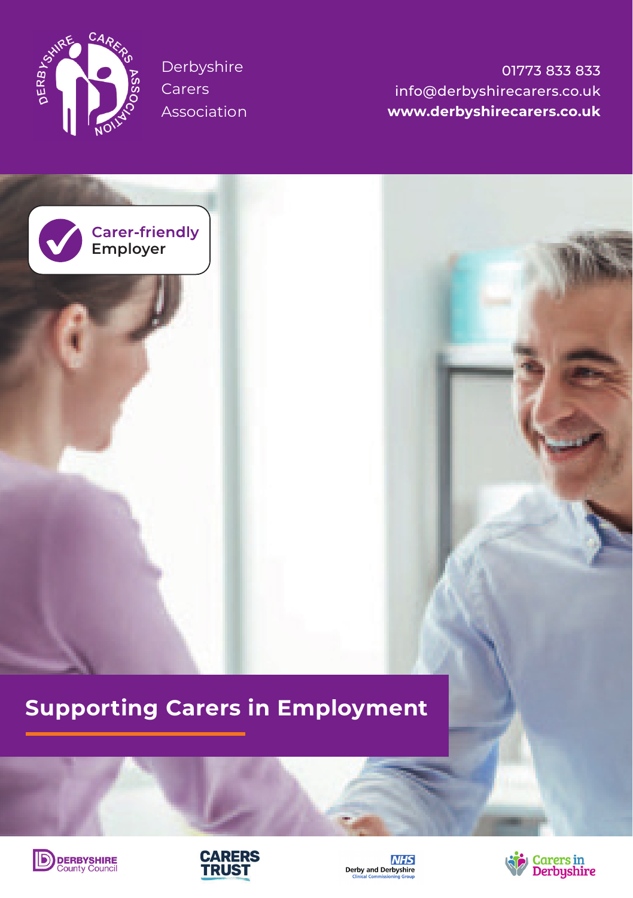Derbyshire Carers Association

01773 833 833
info@derbyshirecarers.co.uk
**www.derbyshirecarers.co.uk**

Carer-friendly Employer

# Supporting Carers in Employment

Derbyshire County Council

Carers Trust

NHS Derby and Derbyshire Clinical Commissioning Group

Carers in Derbyshire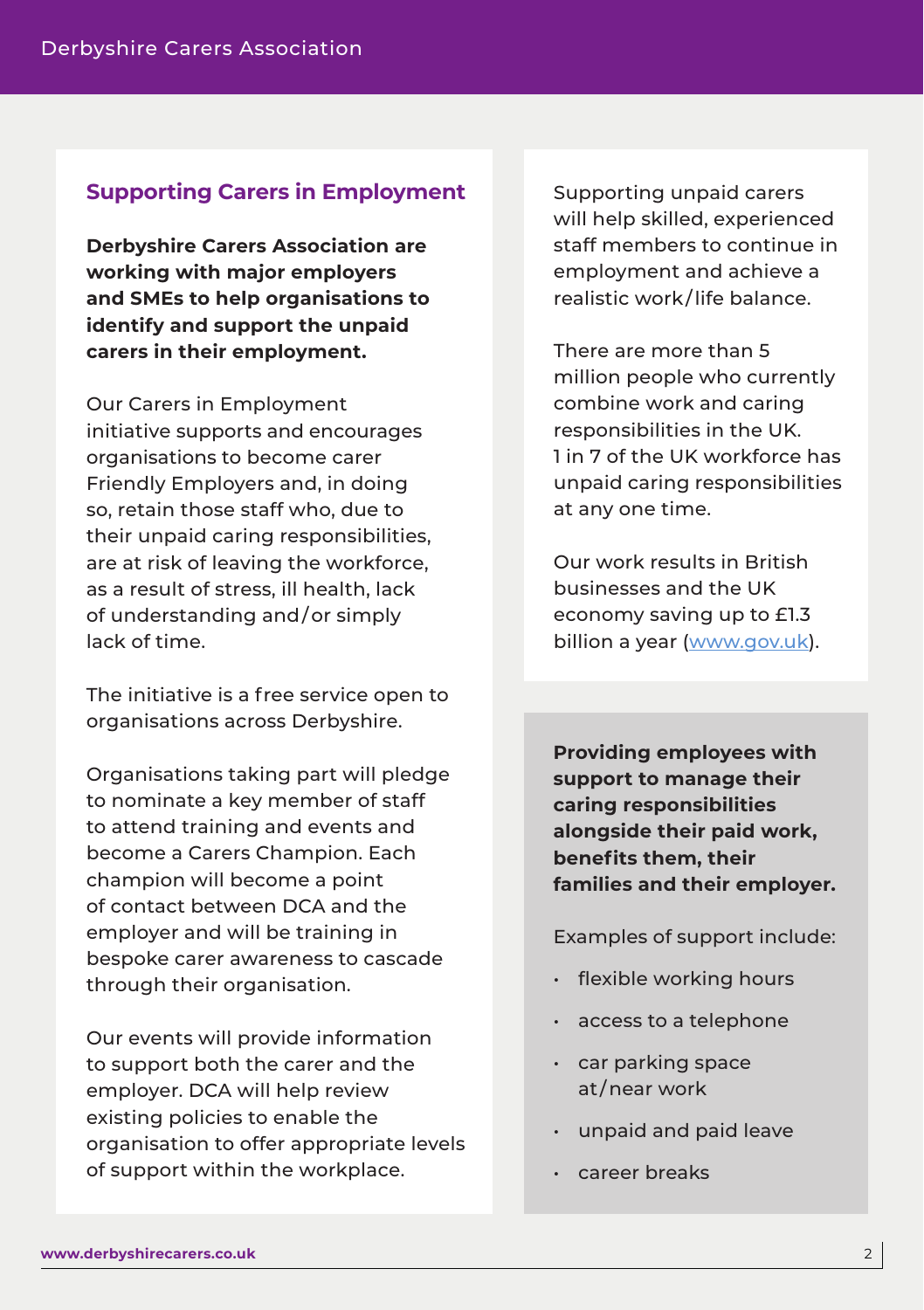## Supporting Carers in Employment

**Derbyshire Carers Association are working with major employers and SMEs to help organisations to identify and support the unpaid carers in their employment.**

Our Carers in Employment initiative supports and encourages organisations to become carer Friendly Employers and, in doing so, retain those staff who, due to their unpaid caring responsibilities, are at risk of leaving the workforce, as a result of stress, ill health, lack of understanding and/or simply lack of time.

The initiative is a free service open to organisations across Derbyshire.

Organisations taking part will pledge to nominate a key member of staff to attend training and events and become a Carers Champion. Each champion will become a point of contact between DCA and the employer and will be training in bespoke carer awareness to cascade through their organisation.

Our events will provide information to support both the carer and the employer. DCA will help review existing policies to enable the organisation to offer appropriate levels of support within the workplace.

Supporting unpaid carers will help skilled, experienced staff members to continue in employment and achieve a realistic work/life balance.

There are more than 5 million people who currently combine work and caring responsibilities in the UK. 1 in 7 of the UK workforce has unpaid caring responsibilities at any one time.

Our work results in British businesses and the UK economy saving up to £1.3 billion a year (www.gov.uk).

**Providing employees with support to manage their caring responsibilities alongside their paid work, benefits them, their families and their employer.**

Examples of support include:

- flexible working hours
- access to a telephone
- car parking space at/near work
- unpaid and paid leave
- career breaks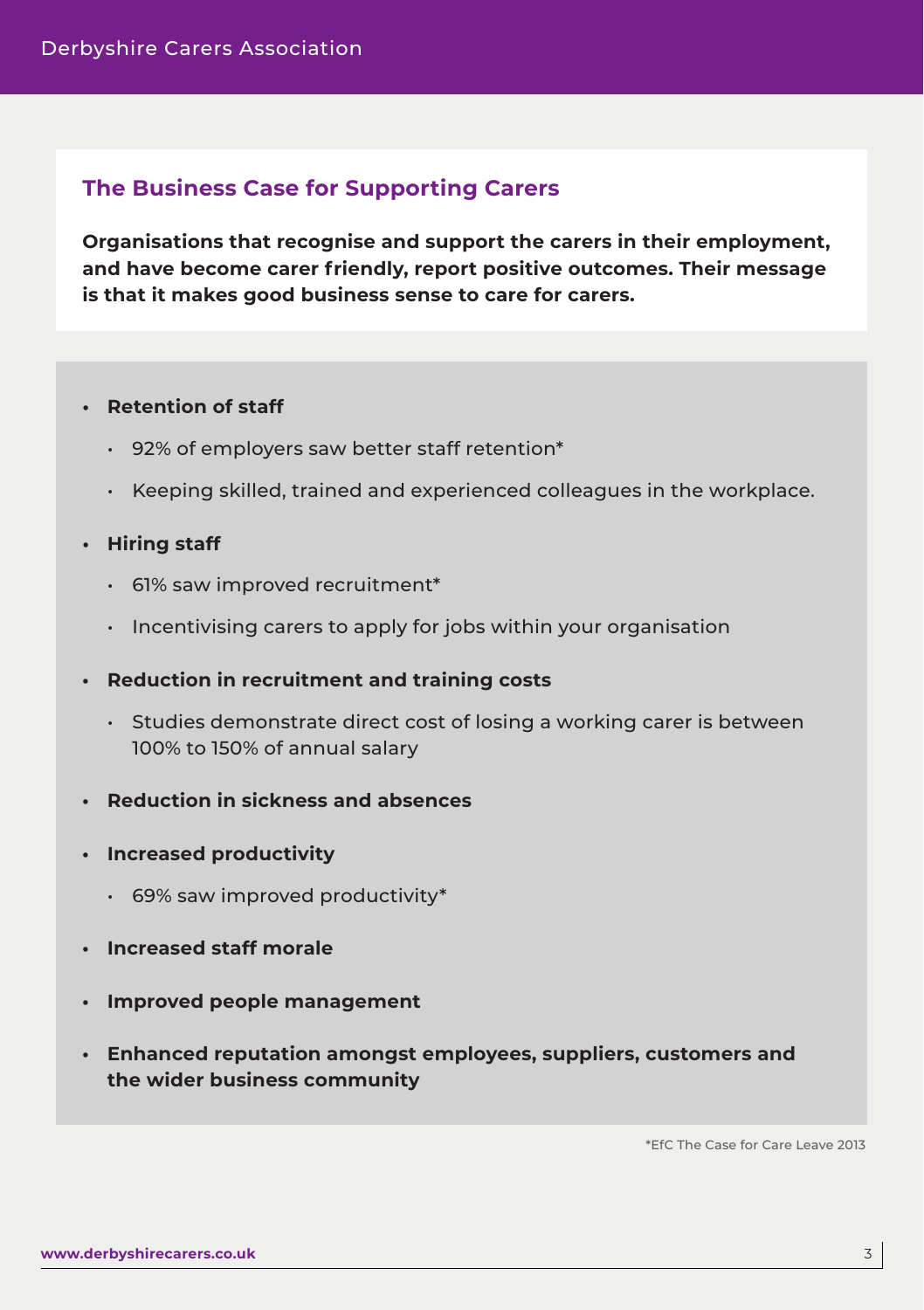## The Business Case for Supporting Carers

**Organisations that recognise and support the carers in their employment, and have become carer friendly, report positive outcomes. Their message is that it makes good business sense to care for carers.**

- **Retention of staff**
  - 92% of employers saw better staff retention*
  - Keeping skilled, trained and experienced colleagues in the workplace.
- **Hiring staff**
  - 61% saw improved recruitment*
  - Incentivising carers to apply for jobs within your organisation
- **Reduction in recruitment and training costs**
  - Studies demonstrate direct cost of losing a working carer is between 100% to 150% of annual salary
- **Reduction in sickness and absences**
- **Increased productivity**
  - 69% saw improved productivity*
- **Increased staff morale**
- **Improved people management**
- **Enhanced reputation amongst employees, suppliers, customers and the wider business community**

*EfC The Case for Care Leave 2013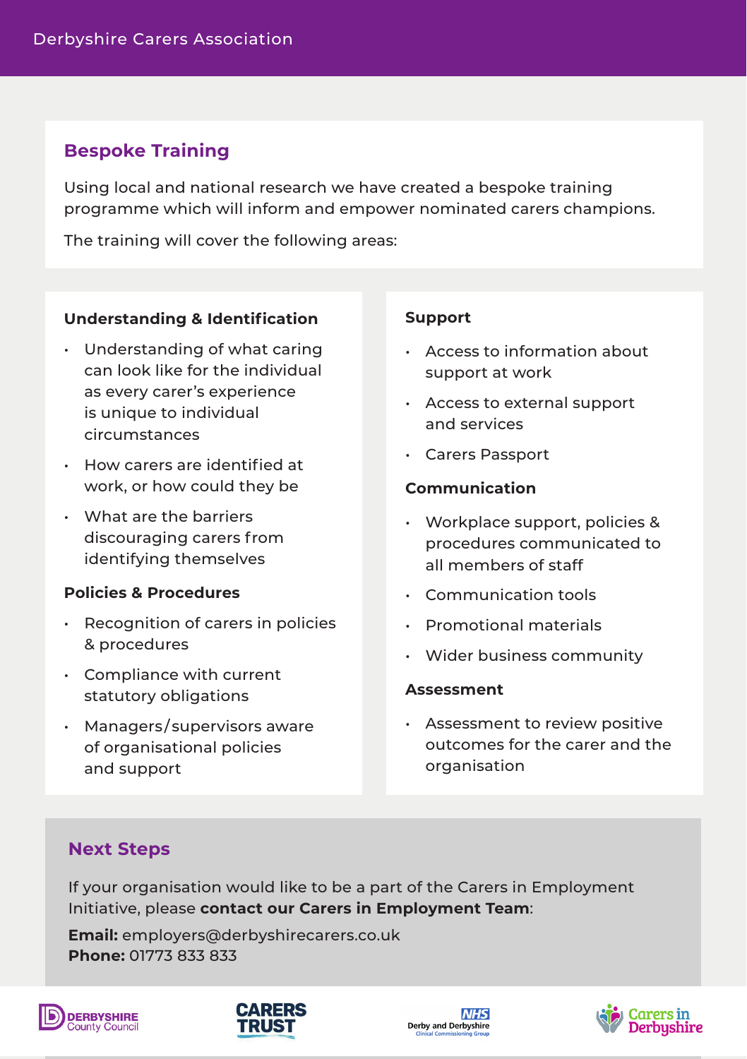## Bespoke Training

Using local and national research we have created a bespoke training programme which will inform and empower nominated carers champions.

The training will cover the following areas:

### Understanding & Identification

- Understanding of what caring can look like for the individual as every carer's experience is unique to individual circumstances
- How carers are identified at work, or how could they be
- What are the barriers discouraging carers from identifying themselves

### Policies & Procedures

- Recognition of carers in policies & procedures
- Compliance with current statutory obligations
- Managers/supervisors aware of organisational policies and support

### Support

- Access to information about support at work
- Access to external support and services
- Carers Passport

### Communication

- Workplace support, policies & procedures communicated to all members of staff
- Communication tools
- Promotional materials
- Wider business community

### Assessment

- Assessment to review positive outcomes for the carer and the organisation

## Next Steps

If your organisation would like to be a part of the Carers in Employment Initiative, please **contact our Carers in Employment Team**:

**Email:** employers@derbyshirecarers.co.uk
**Phone:** 01773 833 833

DERBYSHIRE County Council

CARERS TRUST

NHS Derby and Derbyshire Clinical Commissioning Group

Carers in Derbyshire